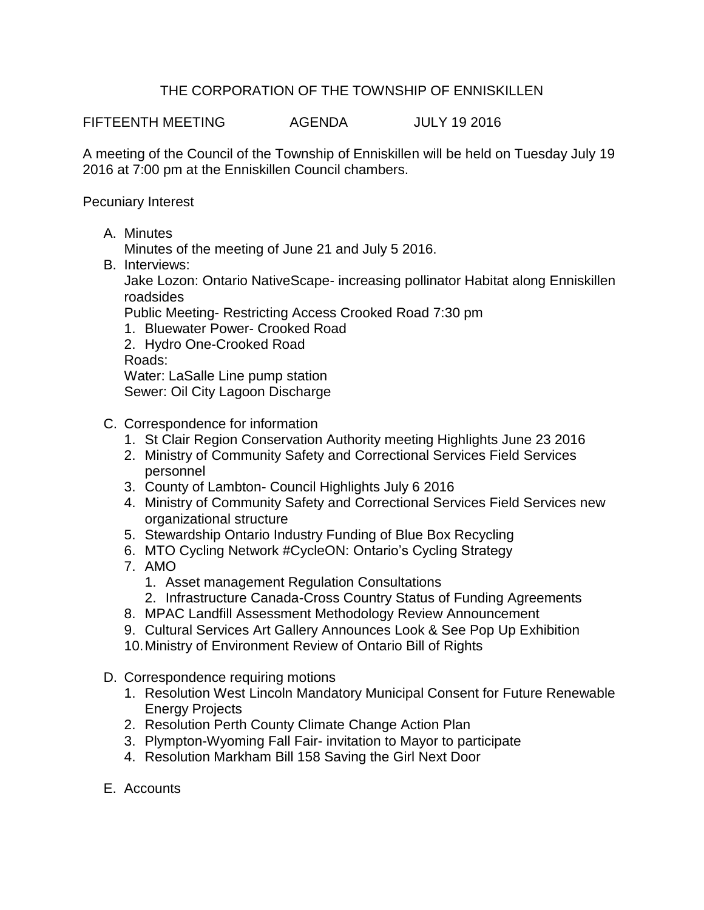# THE CORPORATION OF THE TOWNSHIP OF ENNISKILLEN

FIFTEENTH MEETING AGENDA JULY 19 2016

A meeting of the Council of the Township of Enniskillen will be held on Tuesday July 19 2016 at 7:00 pm at the Enniskillen Council chambers.

Pecuniary Interest

A. Minutes
   Minutes of the meeting of June 21 and July 5 2016.
B. Interviews:
   Jake Lozon: Ontario NativeScape- increasing pollinator Habitat along Enniskillen roadsides
   Public Meeting- Restricting Access Crooked Road 7:30 pm
   1. Bluewater Power- Crooked Road
   2. Hydro One-Crooked Road
   
   Roads:
   Water: LaSalle Line pump station
   Sewer: Oil City Lagoon Discharge

C. Correspondence for information
   1. St Clair Region Conservation Authority meeting Highlights June 23 2016
   2. Ministry of Community Safety and Correctional Services Field Services personnel
   3. County of Lambton- Council Highlights July 6 2016
   4. Ministry of Community Safety and Correctional Services Field Services new organizational structure
   5. Stewardship Ontario Industry Funding of Blue Box Recycling
   6. MTO Cycling Network #CycleON: Ontario's Cycling Strategy
   7. AMO
      1. Asset management Regulation Consultations
      2. Infrastructure Canada-Cross Country Status of Funding Agreements
   8. MPAC Landfill Assessment Methodology Review Announcement
   9. Cultural Services Art Gallery Announces Look & See Pop Up Exhibition
   10. Ministry of Environment Review of Ontario Bill of Rights

D. Correspondence requiring motions
   1. Resolution West Lincoln Mandatory Municipal Consent for Future Renewable Energy Projects
   2. Resolution Perth County Climate Change Action Plan
   3. Plympton-Wyoming Fall Fair- invitation to Mayor to participate
   4. Resolution Markham Bill 158 Saving the Girl Next Door

E. Accounts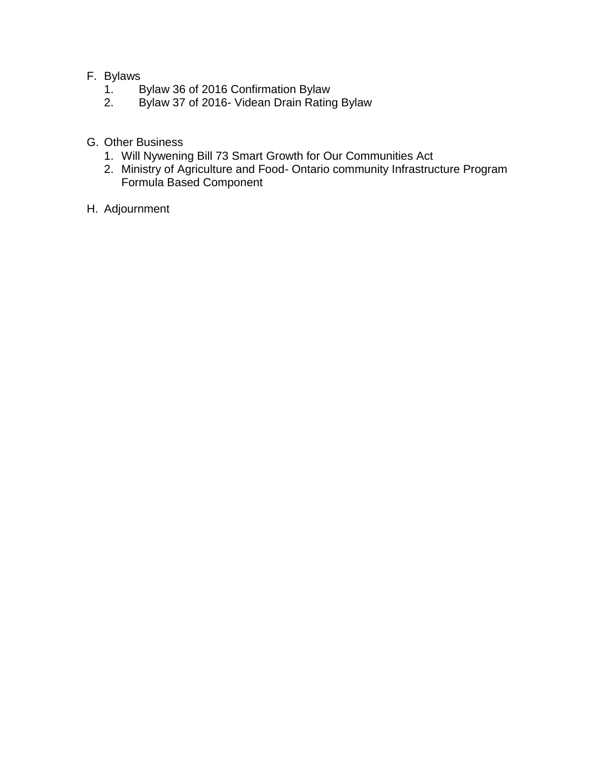F. Bylaws
   1. Bylaw 36 of 2016 Confirmation Bylaw
   2. Bylaw 37 of 2016- Videan Drain Rating Bylaw

G. Other Business
   1. Will Nywening Bill 73 Smart Growth for Our Communities Act
   2. Ministry of Agriculture and Food- Ontario community Infrastructure Program Formula Based Component

H. Adjournment